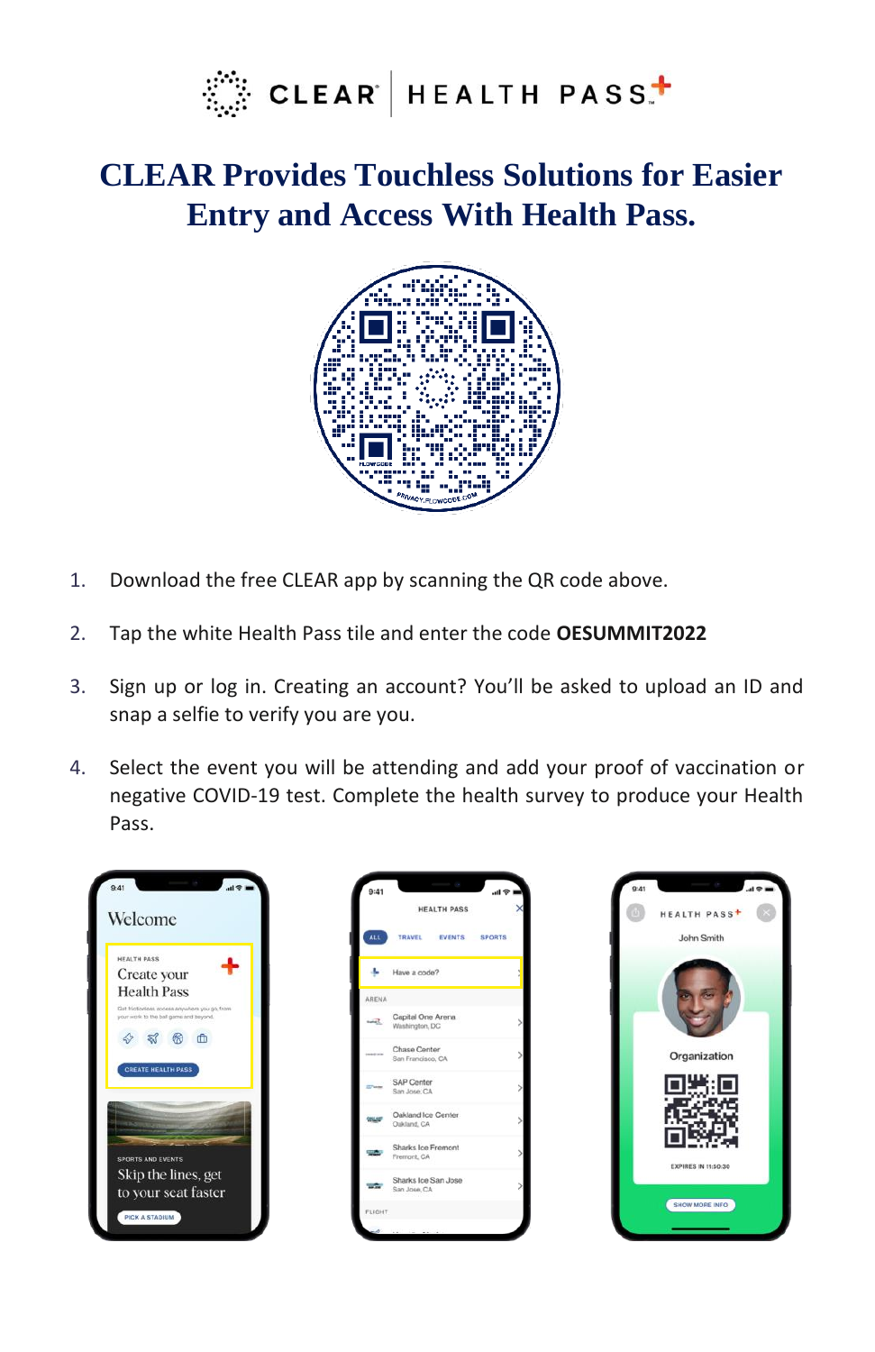CLEAR | HEALTH PASS

# CLEAR Provides Touchless Solutions for Easier Entry and Access With Health Pass.

1. Download the free CLEAR app by scanning the QR code above.
2. Tap the white Health Pass tile and enter the code **OESUMMIT2022**
3. Sign up or log in. Creating an account? You'll be asked to upload an ID and snap a selfie to verify you are you.
4. Select the event you will be attending and add your proof of vaccination or negative COVID-19 test. Complete the health survey to produce your Health Pass.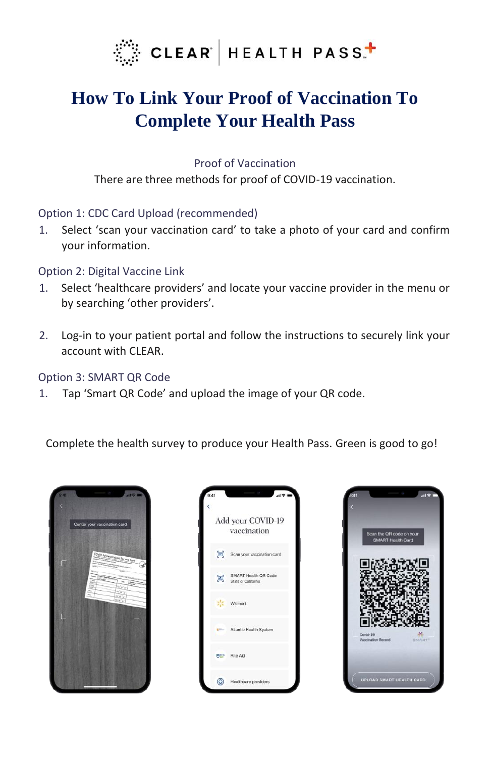CLEAR | HEALTH PASS

# How To Link Your Proof of Vaccination To Complete Your Health Pass

## Proof of Vaccination

There are three methods for proof of COVID-19 vaccination.

### Option 1: CDC Card Upload (recommended)

1. Select 'scan your vaccination card' to take a photo of your card and confirm your information.

### Option 2: Digital Vaccine Link

1. Select 'healthcare providers' and locate your vaccine provider in the menu or by searching 'other providers'.

2. Log-in to your patient portal and follow the instructions to securely link your account with CLEAR.

### Option 3: SMART QR Code

1. Tap 'Smart QR Code' and upload the image of your QR code.

Complete the health survey to produce your Health Pass. Green is good to go!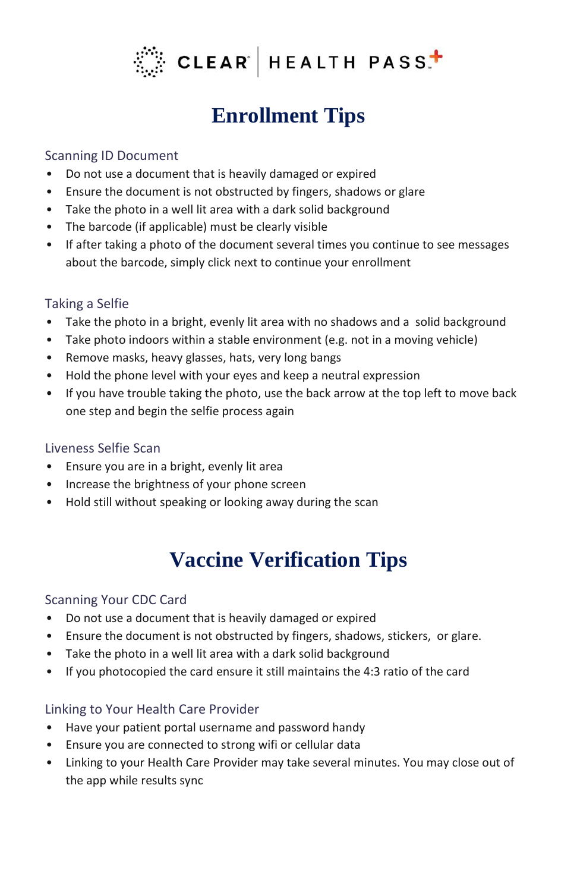CLEAR | HEALTH PASS

# Enrollment Tips

### Scanning ID Document

- Do not use a document that is heavily damaged or expired
- Ensure the document is not obstructed by fingers, shadows or glare
- Take the photo in a well lit area with a dark solid background
- The barcode (if applicable) must be clearly visible
- If after taking a photo of the document several times you continue to see messages about the barcode, simply click next to continue your enrollment

### Taking a Selfie

- Take the photo in a bright, evenly lit area with no shadows and a  solid background
- Take photo indoors within a stable environment (e.g. not in a moving vehicle)
- Remove masks, heavy glasses, hats, very long bangs
- Hold the phone level with your eyes and keep a neutral expression
- If you have trouble taking the photo, use the back arrow at the top left to move back one step and begin the selfie process again

### Liveness Selfie Scan

- Ensure you are in a bright, evenly lit area
- Increase the brightness of your phone screen
- Hold still without speaking or looking away during the scan

# Vaccine Verification Tips

### Scanning Your CDC Card

- Do not use a document that is heavily damaged or expired
- Ensure the document is not obstructed by fingers, shadows, stickers,  or glare.
- Take the photo in a well lit area with a dark solid background
- If you photocopied the card ensure it still maintains the 4:3 ratio of the card

### Linking to Your Health Care Provider

- Have your patient portal username and password handy
- Ensure you are connected to strong wifi or cellular data
- Linking to your Health Care Provider may take several minutes. You may close out of the app while results sync